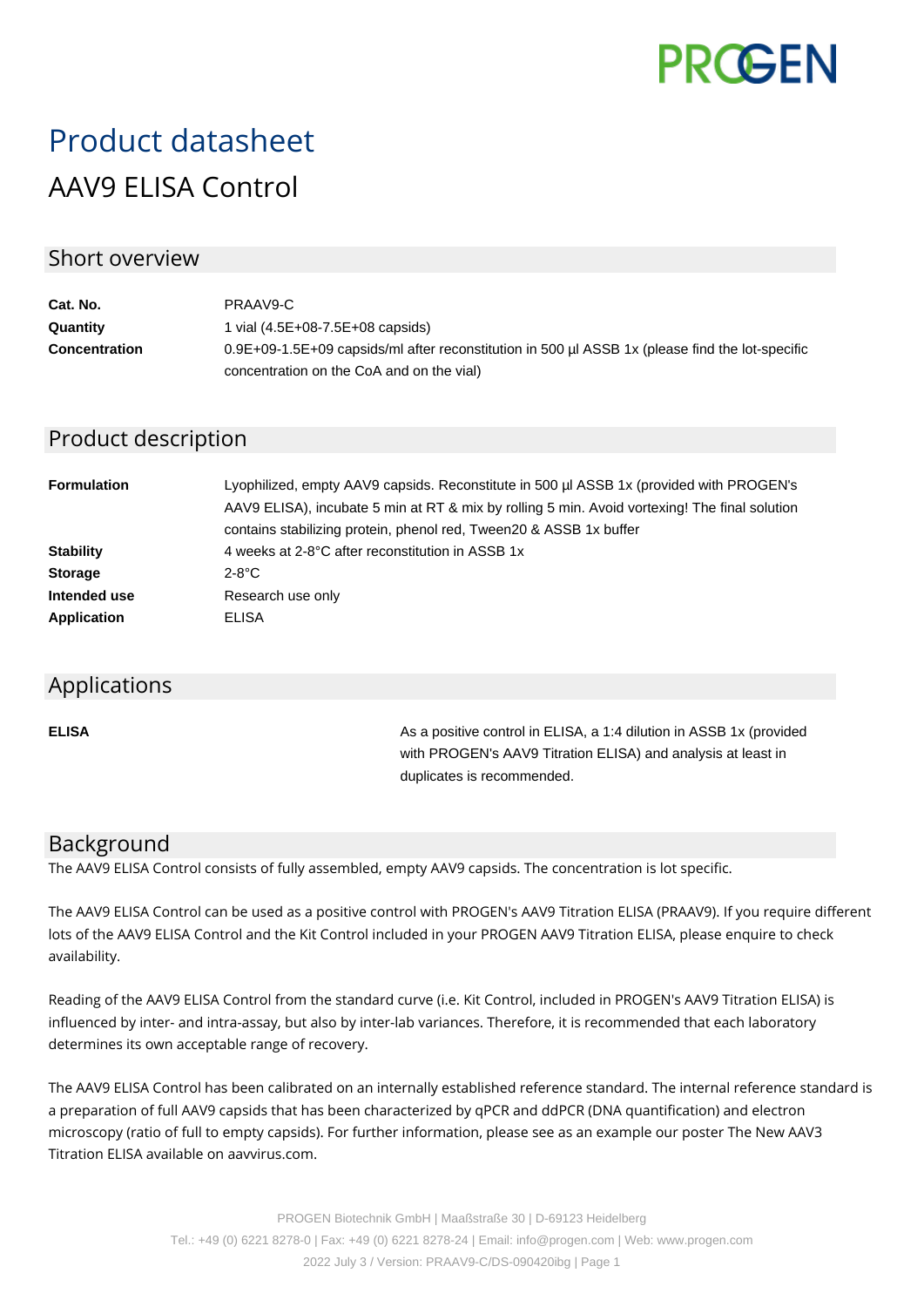# Product datasheet

## AAV9 ELISA Control

### Short overview

| | |
|---|---|
| **Cat. No.** | PRAAV9-C |
| **Quantity** | 1 vial (4.5E+08-7.5E+08 capsids) |
| **Concentration** | 0.9E+09-1.5E+09 capsids/ml after reconstitution in 500 µl ASSB 1x (please find the lot-specific concentration on the CoA and on the vial) |

### Product description

| | |
|---|---|
| **Formulation** | Lyophilized, empty AAV9 capsids. Reconstitute in 500 µl ASSB 1x (provided with PROGEN's AAV9 ELISA), incubate 5 min at RT & mix by rolling 5 min. Avoid vortexing! The final solution contains stabilizing protein, phenol red, Tween20 & ASSB 1x buffer |
| **Stability** | 4 weeks at 2-8°C after reconstitution in ASSB 1x |
| **Storage** | 2-8°C |
| **Intended use** | Research use only |
| **Application** | ELISA |

### Applications

| | |
|---|---|
| **ELISA** | As a positive control in ELISA, a 1:4 dilution in ASSB 1x (provided with PROGEN's AAV9 Titration ELISA) and analysis at least in duplicates is recommended. |

### Background

The AAV9 ELISA Control consists of fully assembled, empty AAV9 capsids. The concentration is lot specific.

The AAV9 ELISA Control can be used as a positive control with PROGEN's AAV9 Titration ELISA (PRAAV9). If you require different lots of the AAV9 ELISA Control and the Kit Control included in your PROGEN AAV9 Titration ELISA, please enquire to check availability.

Reading of the AAV9 ELISA Control from the standard curve (i.e. Kit Control, included in PROGEN's AAV9 Titration ELISA) is influenced by inter- and intra-assay, but also by inter-lab variances. Therefore, it is recommended that each laboratory determines its own acceptable range of recovery.

The AAV9 ELISA Control has been calibrated on an internally established reference standard. The internal reference standard is a preparation of full AAV9 capsids that has been characterized by qPCR and ddPCR (DNA quantification) and electron microscopy (ratio of full to empty capsids). For further information, please see as an example our poster The New AAV3 Titration ELISA available on aavvirus.com.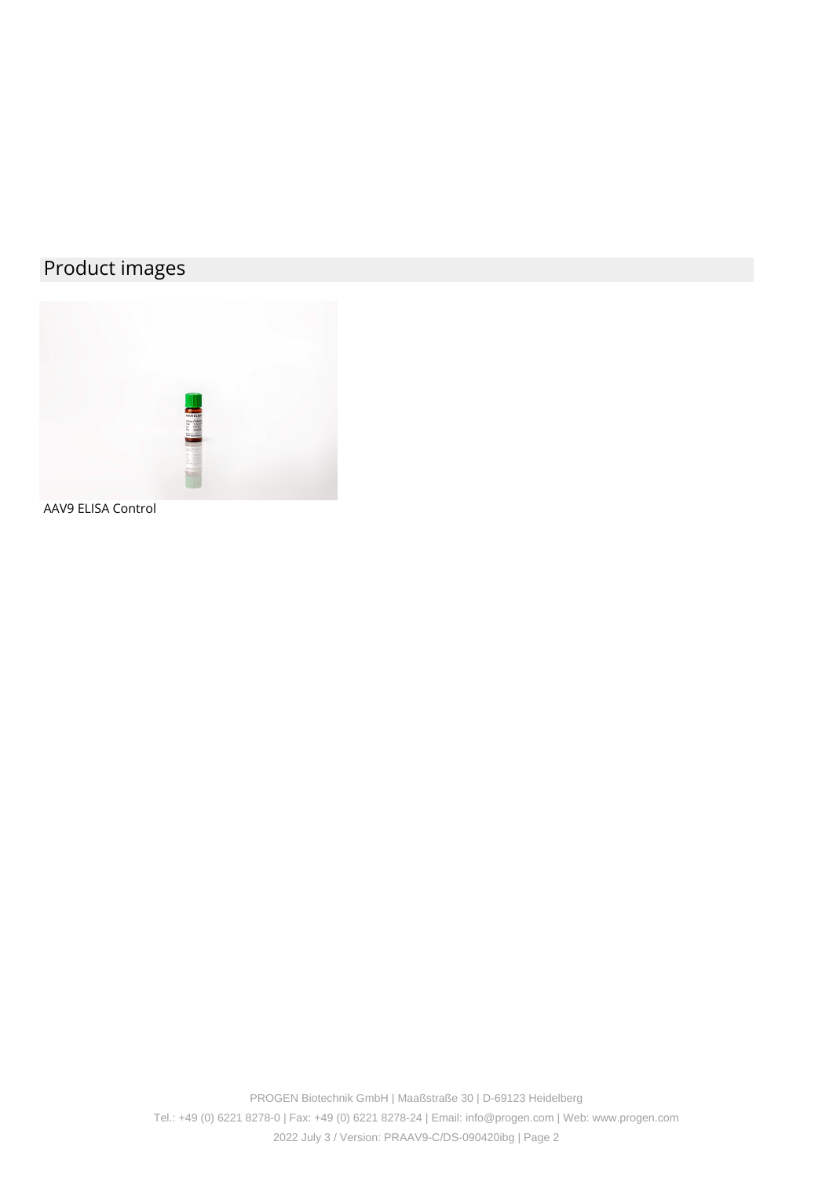## Product images

AAV9 ELISA Control